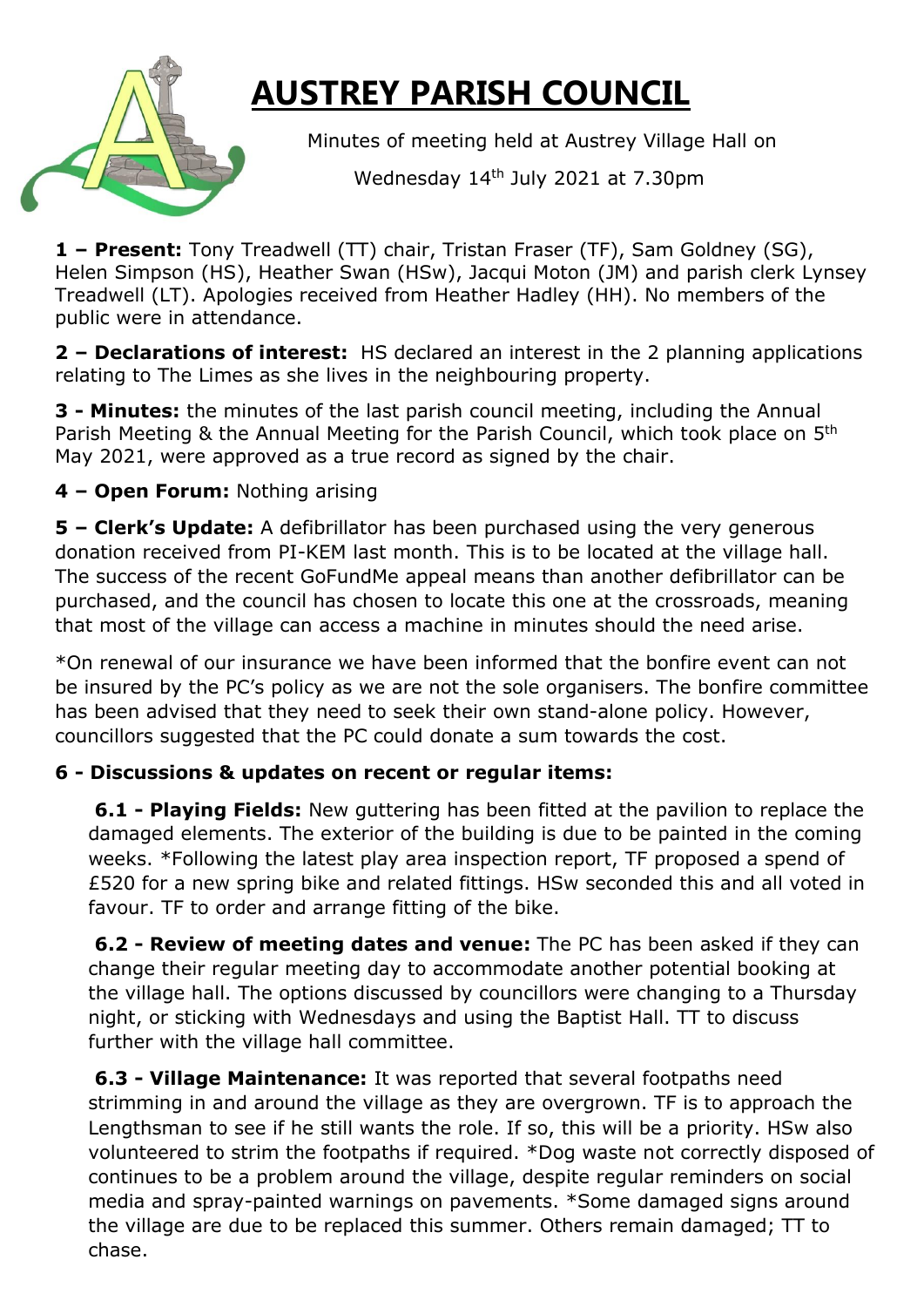# AUSTREY PARISH COUNCIL

Minutes of meeting held at Austrey Village Hall on

Wednesday 14th July 2021 at 7.30pm

**1 – Present:** Tony Treadwell (TT) chair, Tristan Fraser (TF), Sam Goldney (SG), Helen Simpson (HS), Heather Swan (HSw), Jacqui Moton (JM) and parish clerk Lynsey Treadwell (LT). Apologies received from Heather Hadley (HH). No members of the public were in attendance.

**2 – Declarations of interest:** HS declared an interest in the 2 planning applications relating to The Limes as she lives in the neighbouring property.

**3 - Minutes:** the minutes of the last parish council meeting, including the Annual Parish Meeting & the Annual Meeting for the Parish Council, which took place on 5th May 2021, were approved as a true record as signed by the chair.

**4 – Open Forum:** Nothing arising

**5 – Clerk's Update:** A defibrillator has been purchased using the very generous donation received from PI-KEM last month. This is to be located at the village hall. The success of the recent GoFundMe appeal means than another defibrillator can be purchased, and the council has chosen to locate this one at the crossroads, meaning that most of the village can access a machine in minutes should the need arise.

*On renewal of our insurance we have been informed that the bonfire event can not be insured by the PC's policy as we are not the sole organisers. The bonfire committee has been advised that they need to seek their own stand-alone policy. However, councillors suggested that the PC could donate a sum towards the cost.

**6 - Discussions & updates on recent or regular items:**

**6.1 - Playing Fields:** New guttering has been fitted at the pavilion to replace the damaged elements. The exterior of the building is due to be painted in the coming weeks. *Following the latest play area inspection report, TF proposed a spend of £520 for a new spring bike and related fittings. HSw seconded this and all voted in favour. TF to order and arrange fitting of the bike.

**6.2 - Review of meeting dates and venue:** The PC has been asked if they can change their regular meeting day to accommodate another potential booking at the village hall. The options discussed by councillors were changing to a Thursday night, or sticking with Wednesdays and using the Baptist Hall. TT to discuss further with the village hall committee.

**6.3 - Village Maintenance:** It was reported that several footpaths need strimming in and around the village as they are overgrown. TF is to approach the Lengthsman to see if he still wants the role. If so, this will be a priority. HSw also volunteered to strim the footpaths if required. *Dog waste not correctly disposed of continues to be a problem around the village, despite regular reminders on social media and spray-painted warnings on pavements. *Some damaged signs around the village are due to be replaced this summer. Others remain damaged; TT to chase.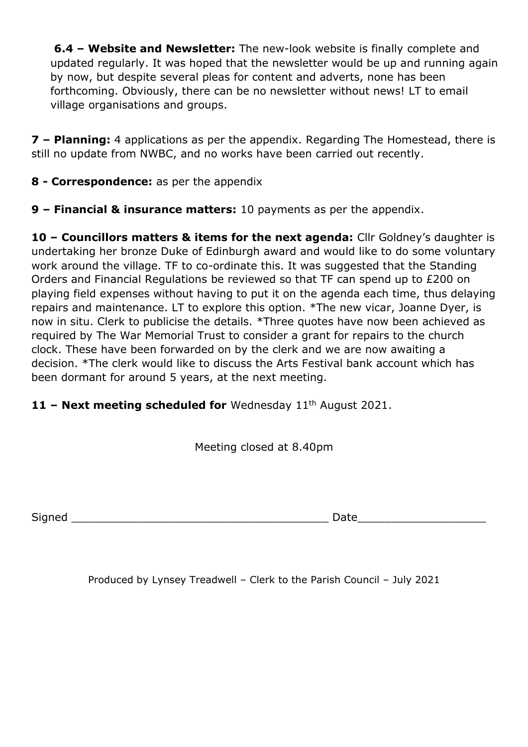**6.4 – Website and Newsletter:** The new-look website is finally complete and updated regularly. It was hoped that the newsletter would be up and running again by now, but despite several pleas for content and adverts, none has been forthcoming. Obviously, there can be no newsletter without news! LT to email village organisations and groups.

**7 – Planning:** 4 applications as per the appendix. Regarding The Homestead, there is still no update from NWBC, and no works have been carried out recently.

**8 - Correspondence:** as per the appendix

**9 – Financial & insurance matters:** 10 payments as per the appendix.

**10 – Councillors matters & items for the next agenda:** Cllr Goldney's daughter is undertaking her bronze Duke of Edinburgh award and would like to do some voluntary work around the village. TF to co-ordinate this. It was suggested that the Standing Orders and Financial Regulations be reviewed so that TF can spend up to £200 on playing field expenses without having to put it on the agenda each time, thus delaying repairs and maintenance. LT to explore this option. *The new vicar, Joanne Dyer, is now in situ. Clerk to publicise the details. *Three quotes have now been achieved as required by The War Memorial Trust to consider a grant for repairs to the church clock. These have been forwarded on by the clerk and we are now awaiting a decision. *The clerk would like to discuss the Arts Festival bank account which has been dormant for around 5 years, at the next meeting.

**11 – Next meeting scheduled for** Wednesday 11th August 2021.

Meeting closed at 8.40pm

Signed ______________________________________ Date___________________

Produced by Lynsey Treadwell – Clerk to the Parish Council – July 2021